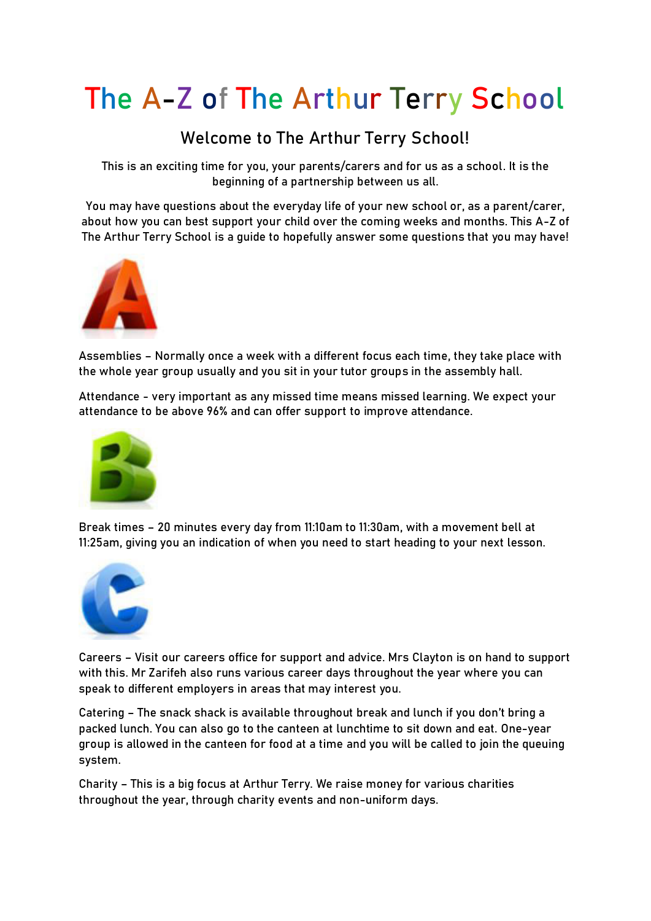# The A-Z of The Arthur Terry School

## Welcome to The Arthur Terry School!

This is an exciting time for you, your parents/carers and for us as a school. It is the beginning of a partnership between us all.

You may have questions about the everyday life of your new school or, as a parent/carer, about how you can best support your child over the coming weeks and months. This A-Z of The Arthur Terry School is a guide to hopefully answer some questions that you may have!

## A

Assemblies – Normally once a week with a different focus each time, they take place with the whole year group usually and you sit in your tutor groups in the assembly hall.

Attendance - very important as any missed time means missed learning. We expect your attendance to be above 96% and can offer support to improve attendance.

## B

Break times – 20 minutes every day from 11:10am to 11:30am, with a movement bell at 11:25am, giving you an indication of when you need to start heading to your next lesson.

## C

Careers – Visit our careers office for support and advice. Mrs Clayton is on hand to support with this. Mr Zarifeh also runs various career days throughout the year where you can speak to different employers in areas that may interest you.

Catering – The snack shack is available throughout break and lunch if you don't bring a packed lunch. You can also go to the canteen at lunchtime to sit down and eat. One-year group is allowed in the canteen for food at a time and you will be called to join the queuing system.

Charity – This is a big focus at Arthur Terry. We raise money for various charities throughout the year, through charity events and non-uniform days.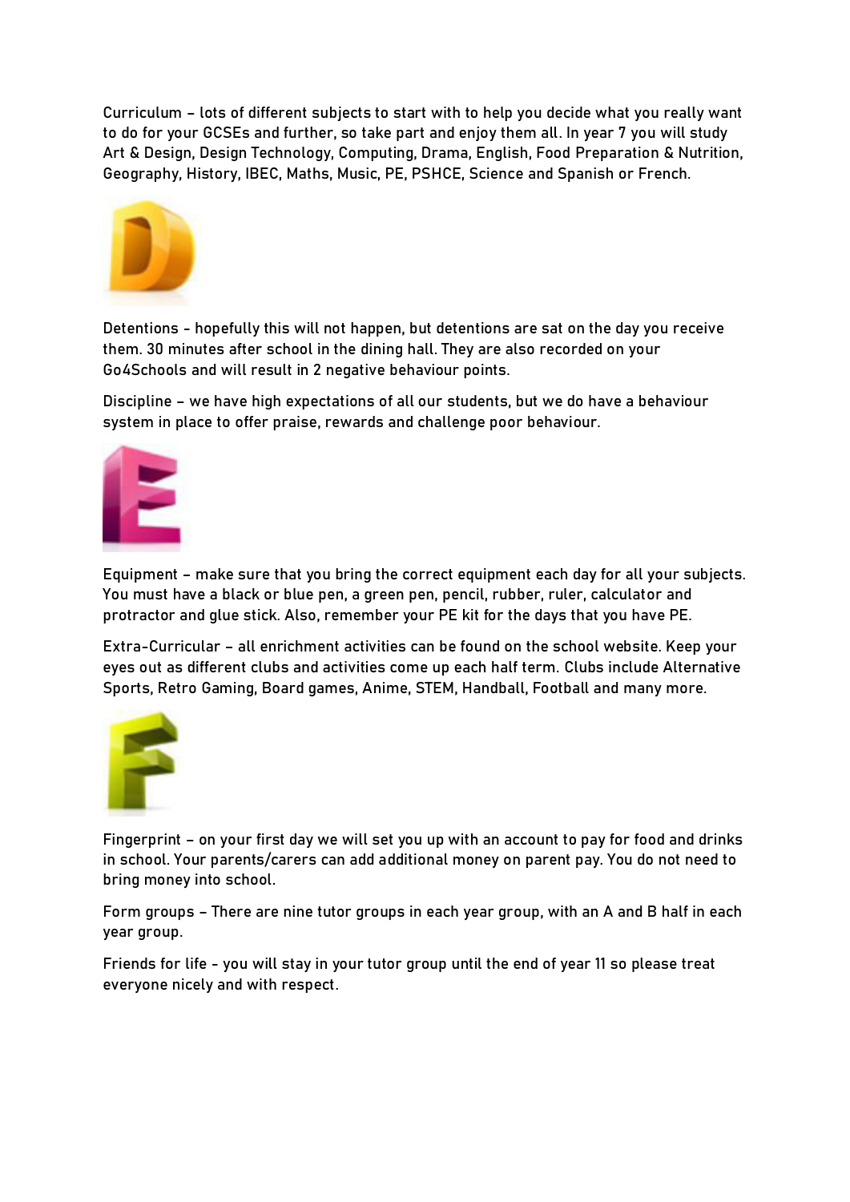Curriculum – lots of different subjects to start with to help you decide what you really want to do for your GCSEs and further, so take part and enjoy them all. In year 7 you will study Art & Design, Design Technology, Computing, Drama, English, Food Preparation & Nutrition, Geography, History, IBEC, Maths, Music, PE, PSHCE, Science and Spanish or French.

## D

Detentions - hopefully this will not happen, but detentions are sat on the day you receive them. 30 minutes after school in the dining hall. They are also recorded on your Go4Schools and will result in 2 negative behaviour points.

Discipline – we have high expectations of all our students, but we do have a behaviour system in place to offer praise, rewards and challenge poor behaviour.

## E

Equipment – make sure that you bring the correct equipment each day for all your subjects. You must have a black or blue pen, a green pen, pencil, rubber, ruler, calculator and protractor and glue stick. Also, remember your PE kit for the days that you have PE.

Extra-Curricular – all enrichment activities can be found on the school website. Keep your eyes out as different clubs and activities come up each half term. Clubs include Alternative Sports, Retro Gaming, Board games, Anime, STEM, Handball, Football and many more.

## F

Fingerprint – on your first day we will set you up with an account to pay for food and drinks in school. Your parents/carers can add additional money on parent pay. You do not need to bring money into school.

Form groups – There are nine tutor groups in each year group, with an A and B half in each year group.

Friends for life - you will stay in your tutor group until the end of year 11 so please treat everyone nicely and with respect.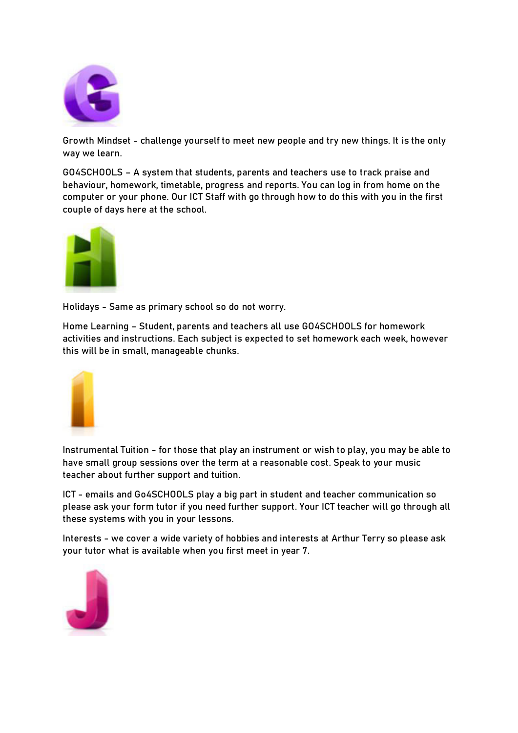# G

Growth Mindset - challenge yourself to meet new people and try new things. It is the only way we learn.

GO4SCHOOLS – A system that students, parents and teachers use to track praise and behaviour, homework, timetable, progress and reports. You can log in from home on the computer or your phone. Our ICT Staff with go through how to do this with you in the first couple of days here at the school.

# H

Holidays - Same as primary school so do not worry.

Home Learning – Student, parents and teachers all use GO4SCHOOLS for homework activities and instructions. Each subject is expected to set homework each week, however this will be in small, manageable chunks.

# I

Instrumental Tuition - for those that play an instrument or wish to play, you may be able to have small group sessions over the term at a reasonable cost. Speak to your music teacher about further support and tuition.

ICT - emails and Go4SCHOOLS play a big part in student and teacher communication so please ask your form tutor if you need further support. Your ICT teacher will go through all these systems with you in your lessons.

Interests - we cover a wide variety of hobbies and interests at Arthur Terry so please ask your tutor what is available when you first meet in year 7.

# J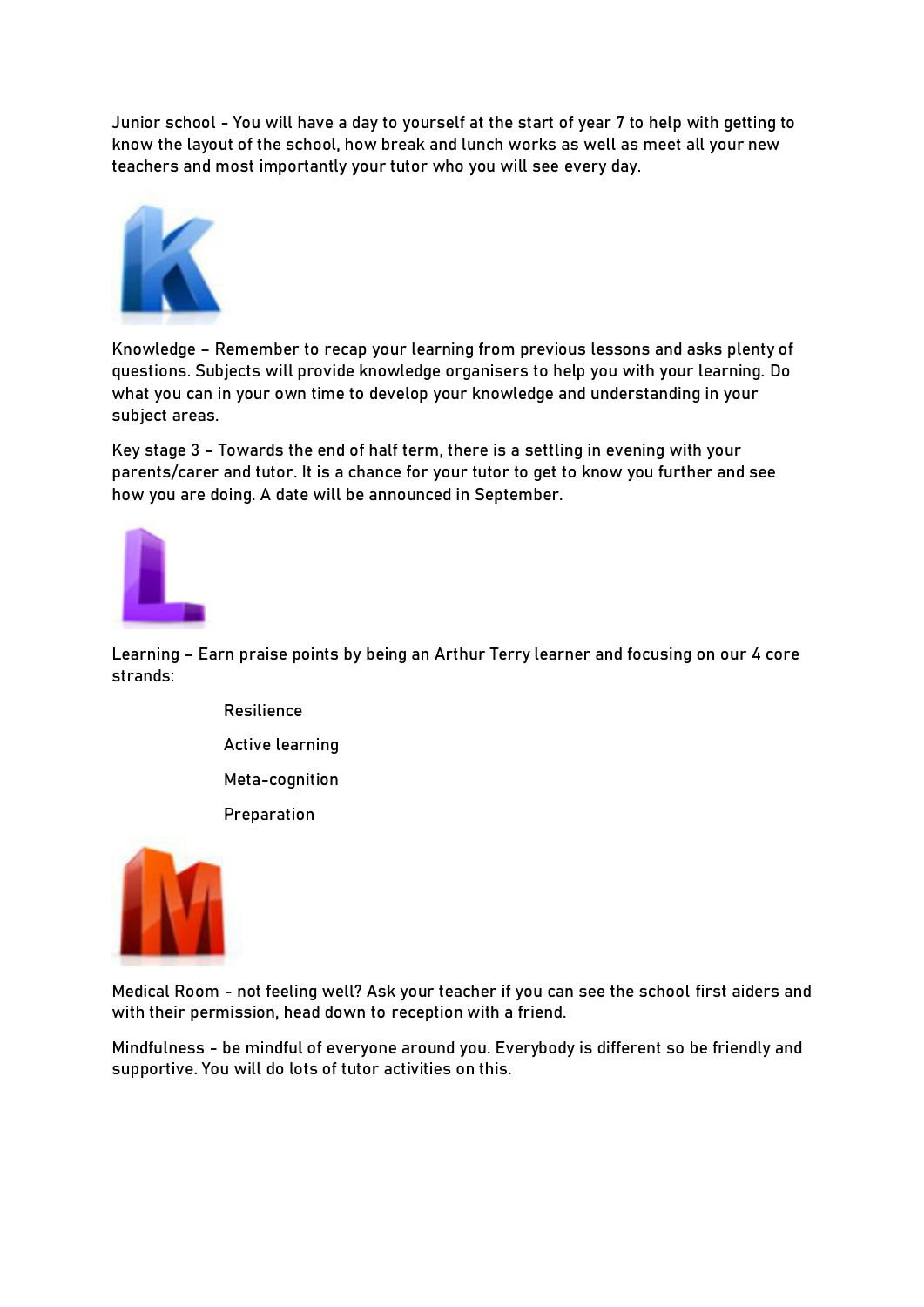Junior school - You will have a day to yourself at the start of year 7 to help with getting to know the layout of the school, how break and lunch works as well as meet all your new teachers and most importantly your tutor who you will see every day.

Knowledge – Remember to recap your learning from previous lessons and asks plenty of questions. Subjects will provide knowledge organisers to help you with your learning. Do what you can in your own time to develop your knowledge and understanding in your subject areas.

Key stage 3 – Towards the end of half term, there is a settling in evening with your parents/carer and tutor. It is a chance for your tutor to get to know you further and see how you are doing. A date will be announced in September.

Learning – Earn praise points by being an Arthur Terry learner and focusing on our 4 core strands:

- Resilience
- Active learning
- Meta-cognition
- Preparation

Medical Room - not feeling well? Ask your teacher if you can see the school first aiders and with their permission, head down to reception with a friend.

Mindfulness - be mindful of everyone around you. Everybody is different so be friendly and supportive. You will do lots of tutor activities on this.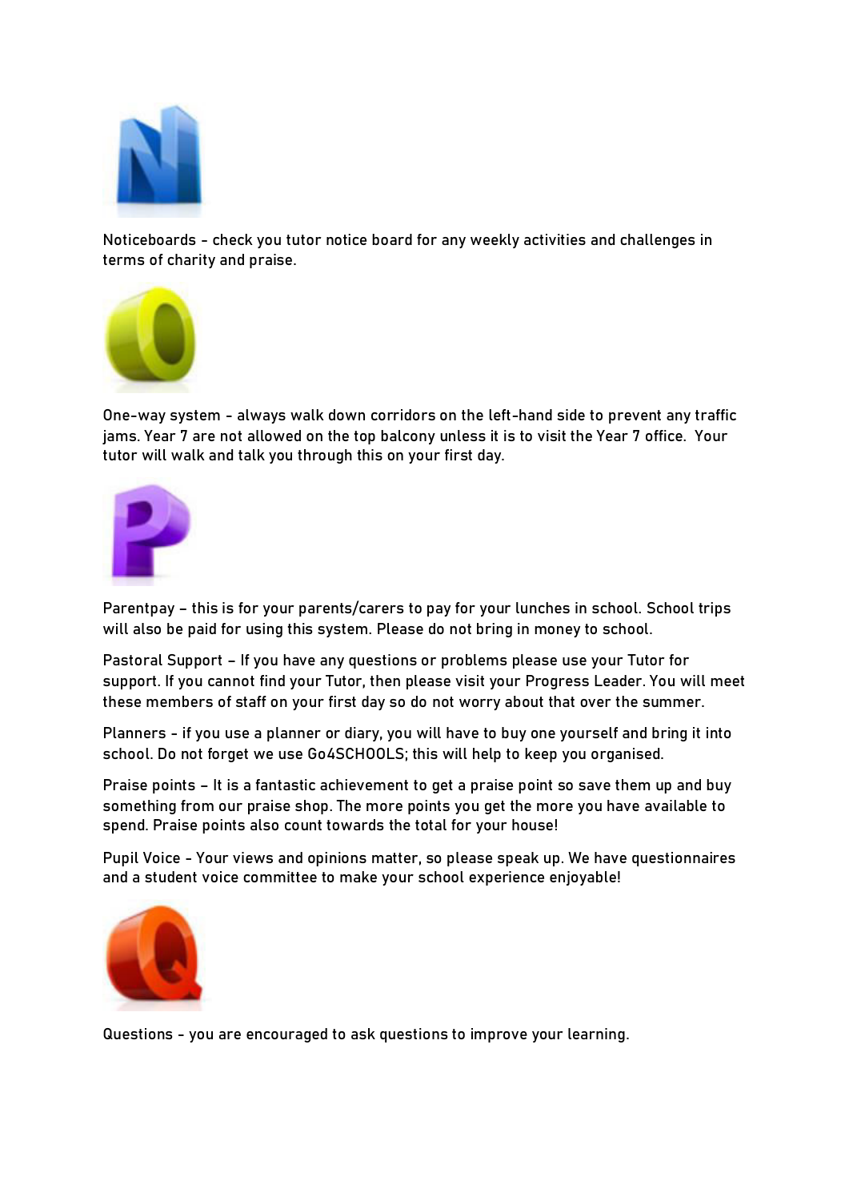# N

Noticeboards - check you tutor notice board for any weekly activities and challenges in terms of charity and praise.

# O

One-way system - always walk down corridors on the left-hand side to prevent any traffic jams. Year 7 are not allowed on the top balcony unless it is to visit the Year 7 office. Your tutor will walk and talk you through this on your first day.

# P

Parentpay – this is for your parents/carers to pay for your lunches in school. School trips will also be paid for using this system. Please do not bring in money to school.

Pastoral Support – If you have any questions or problems please use your Tutor for support. If you cannot find your Tutor, then please visit your Progress Leader. You will meet these members of staff on your first day so do not worry about that over the summer.

Planners - if you use a planner or diary, you will have to buy one yourself and bring it into school. Do not forget we use Go4SCHOOLS; this will help to keep you organised.

Praise points – It is a fantastic achievement to get a praise point so save them up and buy something from our praise shop. The more points you get the more you have available to spend. Praise points also count towards the total for your house!

Pupil Voice - Your views and opinions matter, so please speak up. We have questionnaires and a student voice committee to make your school experience enjoyable!

# Q

Questions - you are encouraged to ask questions to improve your learning.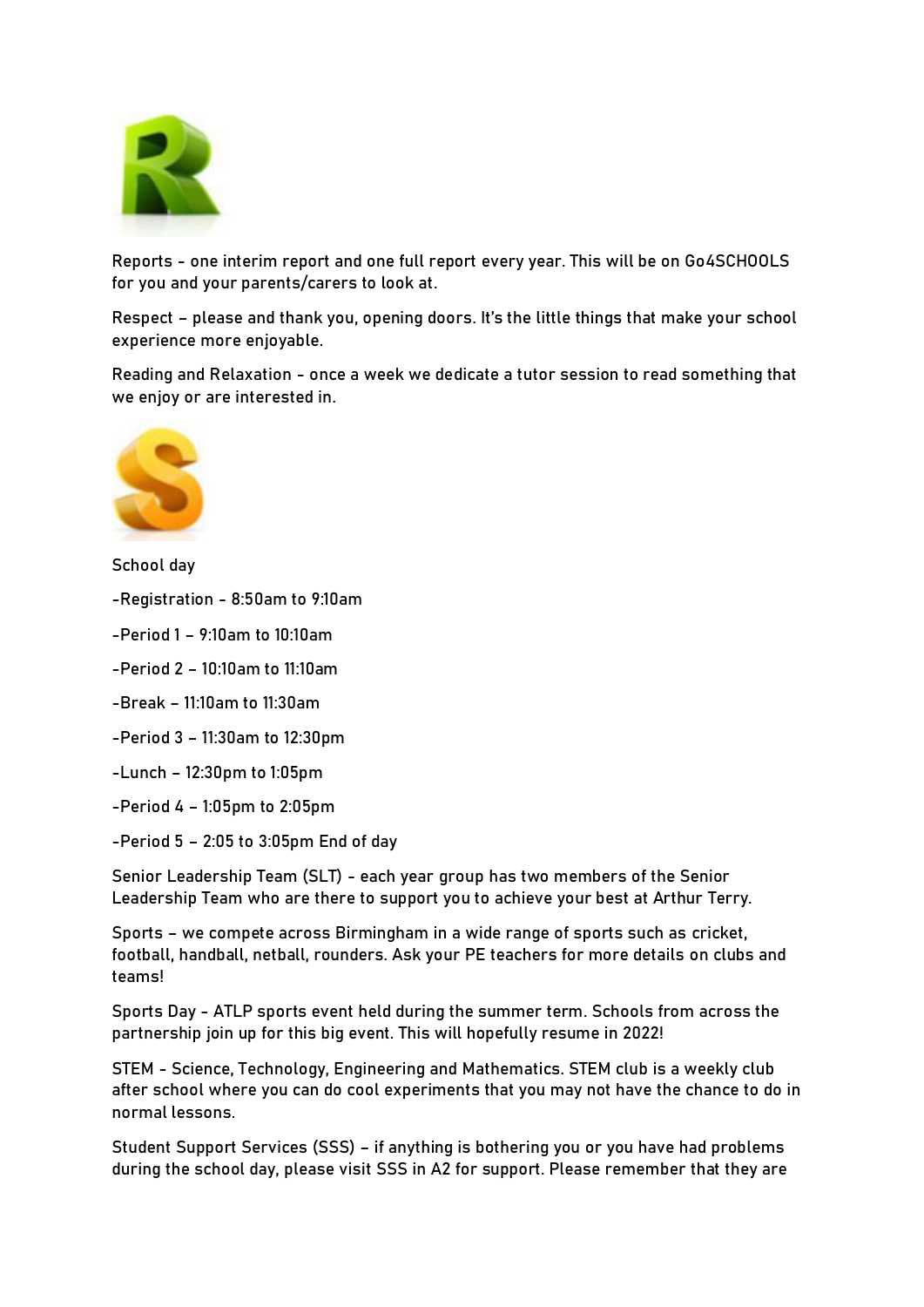# R

Reports - one interim report and one full report every year. This will be on Go4SCHOOLS for you and your parents/carers to look at.

Respect – please and thank you, opening doors. It's the little things that make your school experience more enjoyable.

Reading and Relaxation - once a week we dedicate a tutor session to read something that we enjoy or are interested in.

# S

School day

-Registration - 8:50am to 9:10am

-Period 1 – 9:10am to 10:10am

-Period 2 – 10:10am to 11:10am

-Break – 11:10am to 11:30am

-Period 3 – 11:30am to 12:30pm

-Lunch – 12:30pm to 1:05pm

-Period 4 – 1:05pm to 2:05pm

-Period 5 – 2:05 to 3:05pm End of day

Senior Leadership Team (SLT) - each year group has two members of the Senior Leadership Team who are there to support you to achieve your best at Arthur Terry.

Sports – we compete across Birmingham in a wide range of sports such as cricket, football, handball, netball, rounders. Ask your PE teachers for more details on clubs and teams!

Sports Day - ATLP sports event held during the summer term. Schools from across the partnership join up for this big event. This will hopefully resume in 2022!

STEM - Science, Technology, Engineering and Mathematics. STEM club is a weekly club after school where you can do cool experiments that you may not have the chance to do in normal lessons.

Student Support Services (SSS) – if anything is bothering you or you have had problems during the school day, please visit SSS in A2 for support. Please remember that they are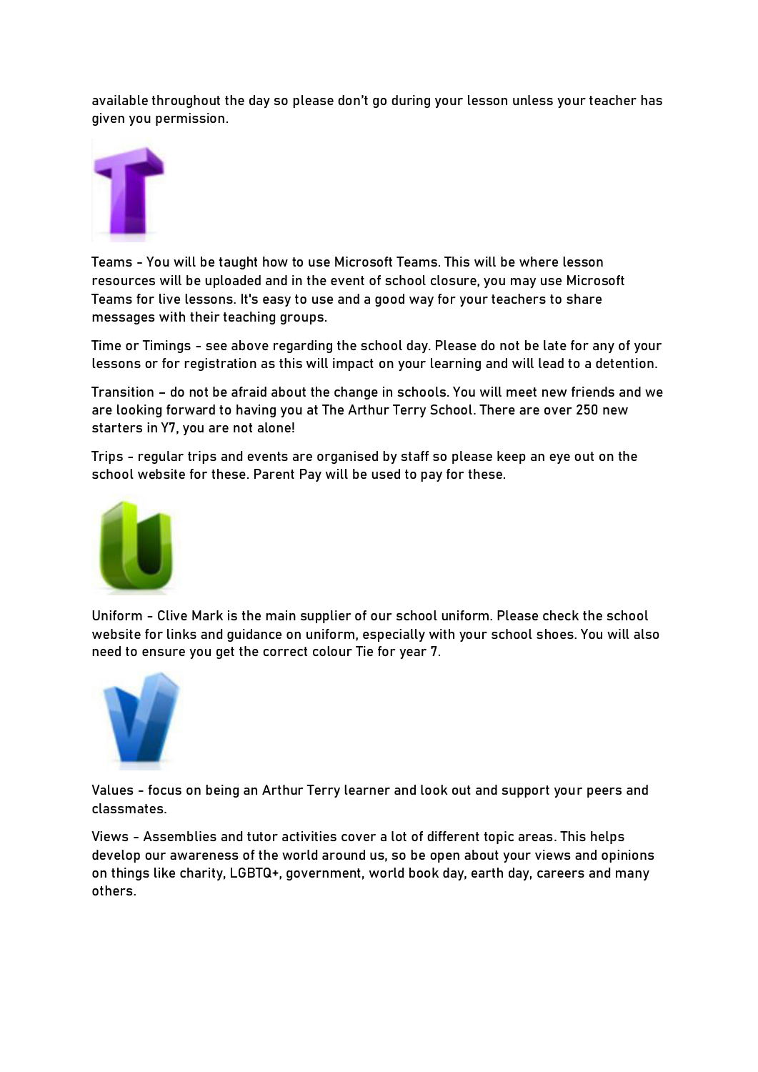available throughout the day so please don't go during your lesson unless your teacher has given you permission.

Teams - You will be taught how to use Microsoft Teams. This will be where lesson resources will be uploaded and in the event of school closure, you may use Microsoft Teams for live lessons. It's easy to use and a good way for your teachers to share messages with their teaching groups.

Time or Timings - see above regarding the school day. Please do not be late for any of your lessons or for registration as this will impact on your learning and will lead to a detention.

Transition – do not be afraid about the change in schools. You will meet new friends and we are looking forward to having you at The Arthur Terry School. There are over 250 new starters in Y7, you are not alone!

Trips - regular trips and events are organised by staff so please keep an eye out on the school website for these. Parent Pay will be used to pay for these.

Uniform - Clive Mark is the main supplier of our school uniform. Please check the school website for links and guidance on uniform, especially with your school shoes. You will also need to ensure you get the correct colour Tie for year 7.

Values - focus on being an Arthur Terry learner and look out and support your peers and classmates.

Views - Assemblies and tutor activities cover a lot of different topic areas. This helps develop our awareness of the world around us, so be open about your views and opinions on things like charity, LGBTQ+, government, world book day, earth day, careers and many others.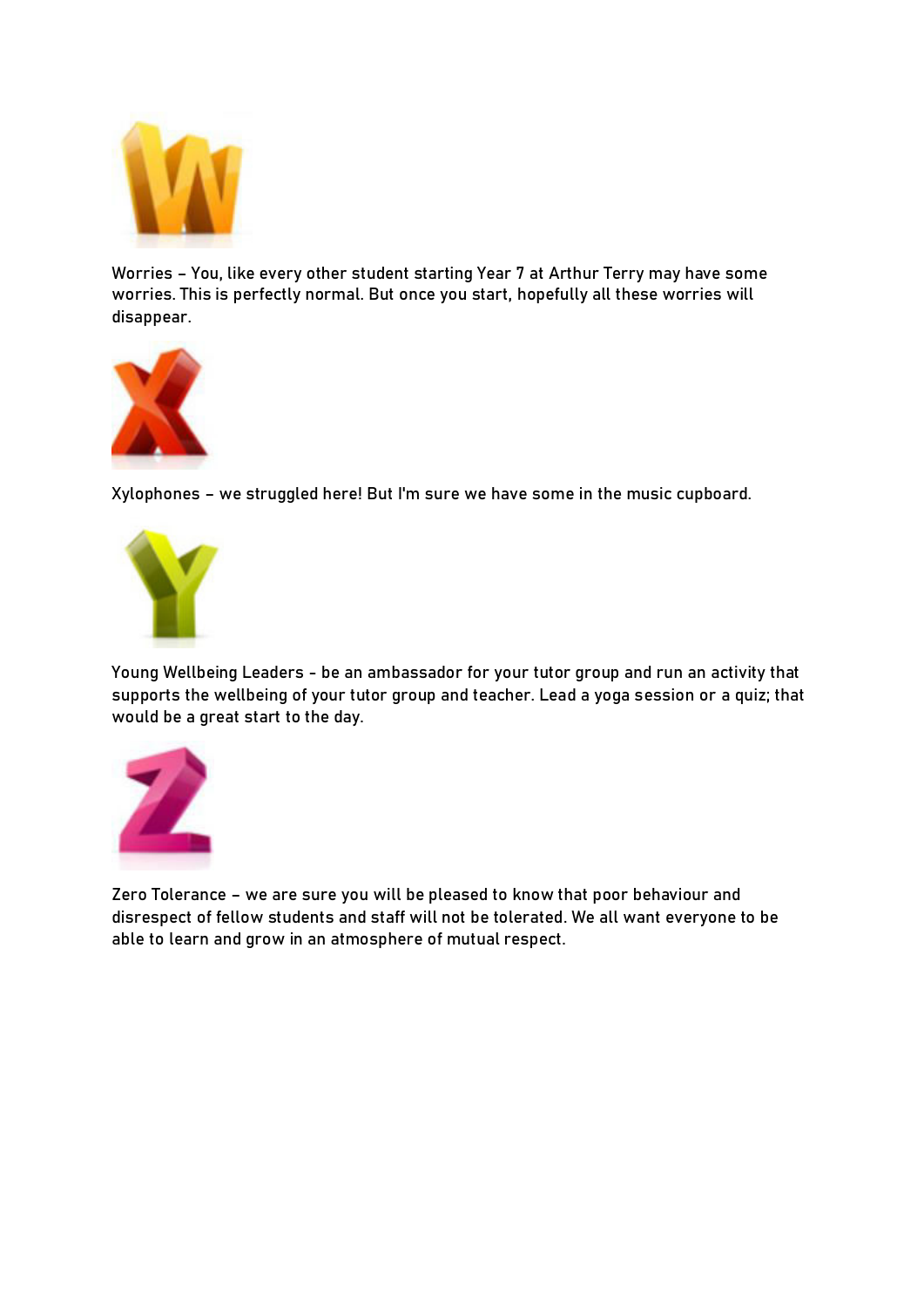# W

Worries – You, like every other student starting Year 7 at Arthur Terry may have some worries. This is perfectly normal. But once you start, hopefully all these worries will disappear.

# X

Xylophones – we struggled here! But I'm sure we have some in the music cupboard.

# Y

Young Wellbeing Leaders - be an ambassador for your tutor group and run an activity that supports the wellbeing of your tutor group and teacher. Lead a yoga session or a quiz; that would be a great start to the day.

# Z

Zero Tolerance – we are sure you will be pleased to know that poor behaviour and disrespect of fellow students and staff will not be tolerated. We all want everyone to be able to learn and grow in an atmosphere of mutual respect.